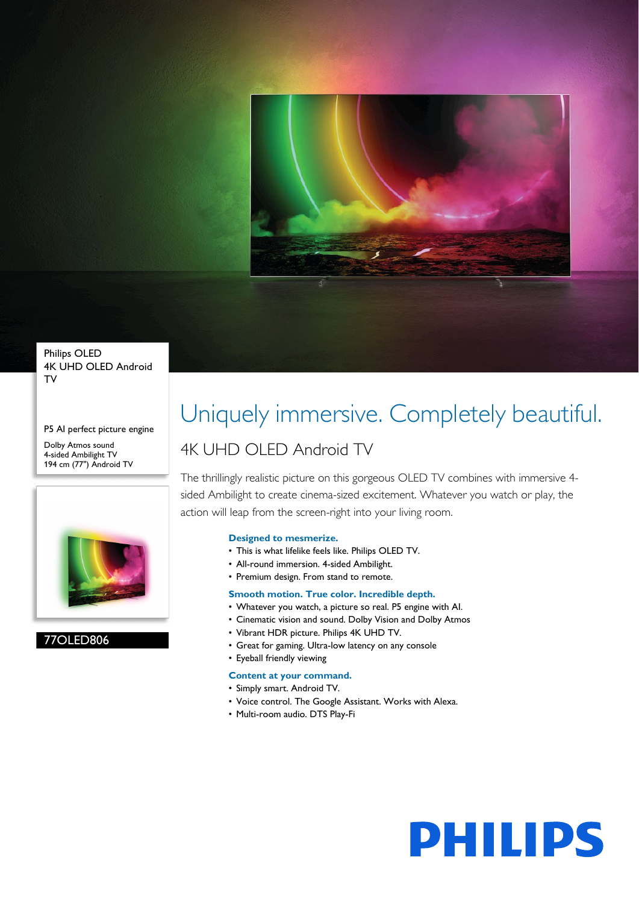Philips OLED
4K UHD OLED Android TV

P5 AI perfect picture engine

Dolby Atmos sound
4-sided Ambilight TV
194 cm (77") Android TV

77OLED806

# Uniquely immersive. Completely beautiful.

## 4K UHD OLED Android TV

The thrillingly realistic picture on this gorgeous OLED TV combines with immersive 4-sided Ambilight to create cinema-sized excitement. Whatever you watch or play, the action will leap from the screen-right into your living room.

### Designed to mesmerize.

- This is what lifelike feels like. Philips OLED TV.
- All-round immersion. 4-sided Ambilight.
- Premium design. From stand to remote.

### Smooth motion. True color. Incredible depth.

- Whatever you watch, a picture so real. P5 engine with AI.
- Cinematic vision and sound. Dolby Vision and Dolby Atmos
- Vibrant HDR picture. Philips 4K UHD TV.
- Great for gaming. Ultra-low latency on any console
- Eyeball friendly viewing

### Content at your command.

- Simply smart. Android TV.
- Voice control. The Google Assistant. Works with Alexa.
- Multi-room audio. DTS Play-Fi

PHILIPS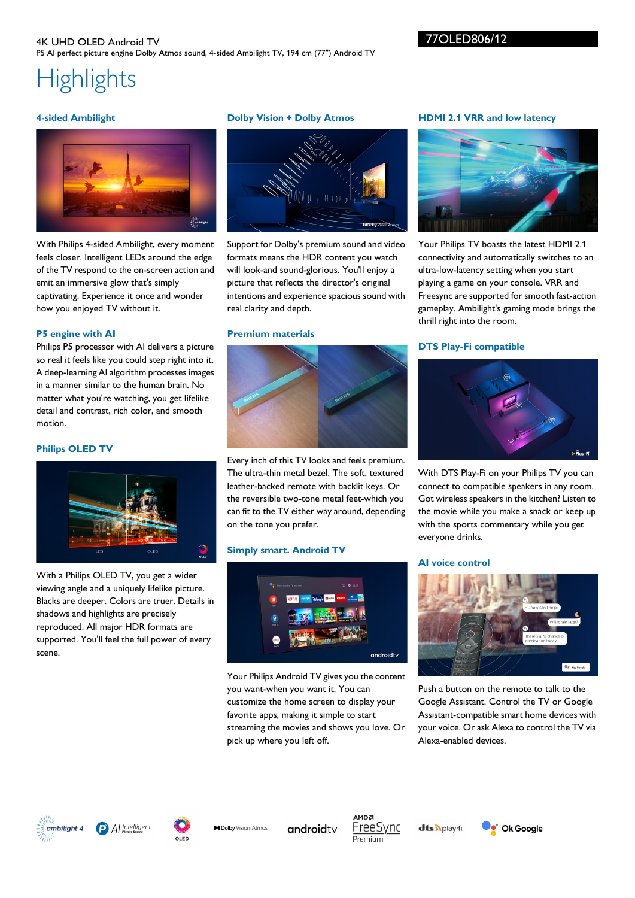4K UHD OLED Android TV

P5 AI perfect picture engine Dolby Atmos sound, 4-sided Ambilight TV, 194 cm (77") Android TV

77OLED806/12

# Highlights

### 4-sided Ambilight

With Philips 4-sided Ambilight, every moment feels closer. Intelligent LEDs around the edge of the TV respond to the on-screen action and emit an immersive glow that's simply captivating. Experience it once and wonder how you enjoyed TV without it.

### P5 engine with AI

Philips P5 processor with AI delivers a picture so real it feels like you could step right into it. A deep-learning AI algorithm processes images in a manner similar to the human brain. No matter what you're watching, you get lifelike detail and contrast, rich color, and smooth motion.

### Philips OLED TV

With a Philips OLED TV, you get a wider viewing angle and a uniquely lifelike picture. Blacks are deeper. Colors are truer. Details in shadows and highlights are precisely reproduced. All major HDR formats are supported. You'll feel the full power of every scene.

### Dolby Vision + Dolby Atmos

Support for Dolby's premium sound and video formats means the HDR content you watch will look-and sound-glorious. You'll enjoy a picture that reflects the director's original intentions and experience spacious sound with real clarity and depth.

### Premium materials

Every inch of this TV looks and feels premium. The ultra-thin metal bezel. The soft, textured leather-backed remote with backlit keys. Or the reversible two-tone metal feet-which you can fit to the TV either way around, depending on the tone you prefer.

### Simply smart. Android TV

Your Philips Android TV gives you the content you want-when you want it. You can customize the home screen to display your favorite apps, making it simple to start streaming the movies and shows you love. Or pick up where you left off.

### HDMI 2.1 VRR and low latency

Your Philips TV boasts the latest HDMI 2.1 connectivity and automatically switches to an ultra-low-latency setting when you start playing a game on your console. VRR and Freesync are supported for smooth fast-action gameplay. Ambilight's gaming mode brings the thrill right into the room.

### DTS Play-Fi compatible

With DTS Play-Fi on your Philips TV you can connect to compatible speakers in any room. Got wireless speakers in the kitchen? Listen to the movie while you make a snack or keep up with the sports commentary while you get everyone drinks.

### AI voice control

Push a button on the remote to talk to the Google Assistant. Control the TV or Google Assistant-compatible smart home devices with your voice. Or ask Alexa to control the TV via Alexa-enabled devices.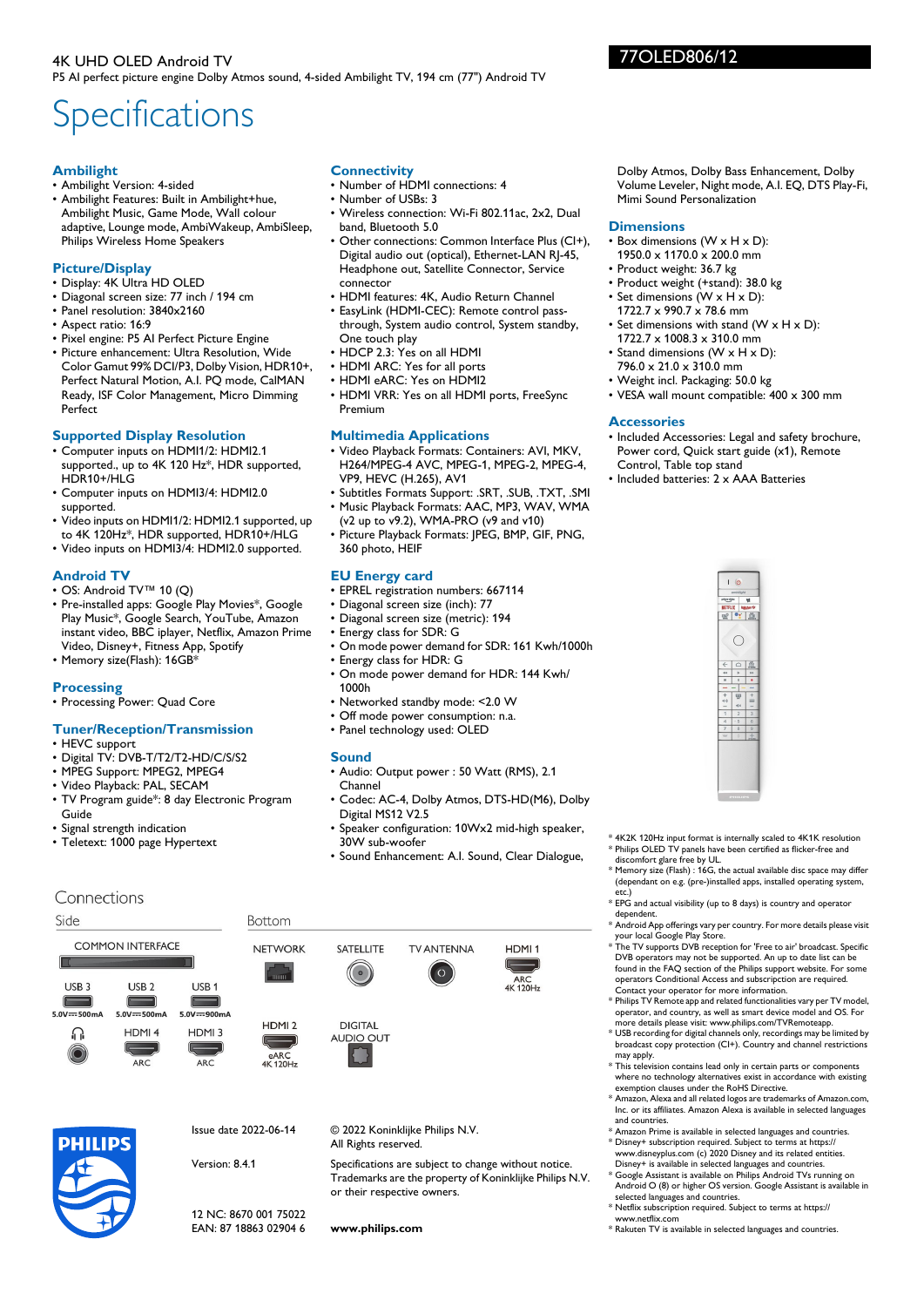4K UHD OLED Android TV

P5 AI perfect picture engine Dolby Atmos sound, 4-sided Ambilight TV, 194 cm (77") Android TV

77OLED806/12

# Specifications

## Ambilight

- Ambilight Version: 4-sided
- Ambilight Features: Built in Ambilight+hue, Ambilight Music, Game Mode, Wall colour adaptive, Lounge mode, AmbiWakeup, AmbiSleep, Philips Wireless Home Speakers

## Picture/Display

- Display: 4K Ultra HD OLED
- Diagonal screen size: 77 inch / 194 cm
- Panel resolution: 3840x2160
- Aspect ratio: 16:9
- Pixel engine: P5 AI Perfect Picture Engine
- Picture enhancement: Ultra Resolution, Wide Color Gamut 99% DCI/P3, Dolby Vision, HDR10+, Perfect Natural Motion, A.I. PQ mode, CalMAN Ready, ISF Color Management, Micro Dimming Perfect

## Supported Display Resolution

- Computer inputs on HDMI1/2: HDMI2.1 supported., up to 4K 120 Hz*, HDR supported, HDR10+/HLG
- Computer inputs on HDMI3/4: HDMI2.0 supported.
- Video inputs on HDMI1/2: HDMI2.1 supported, up to 4K 120Hz*, HDR supported, HDR10+/HLG
- Video inputs on HDMI3/4: HDMI2.0 supported.

## Android TV

- OS: Android TV™ 10 (Q)
- Pre-installed apps: Google Play Movies*, Google Play Music*, Google Search, YouTube, Amazon instant video, BBC iplayer, Netflix, Amazon Prime Video, Disney+, Fitness App, Spotify
- Memory size(Flash): 16GB*

## Processing

- Processing Power: Quad Core

## Tuner/Reception/Transmission

- HEVC support
- Digital TV: DVB-T/T2/T2-HD/C/S/S2
- MPEG Support: MPEG2, MPEG4
- Video Playback: PAL, SECAM
- TV Program guide*: 8 day Electronic Program Guide
- Signal strength indication
- Teletext: 1000 page Hypertext

## Connectivity

- Number of HDMI connections: 4
- Number of USBs: 3
- Wireless connection: Wi-Fi 802.11ac, 2x2, Dual band, Bluetooth 5.0
- Other connections: Common Interface Plus (CI+), Digital audio out (optical), Ethernet-LAN RJ-45, Headphone out, Satellite Connector, Service connector
- HDMI features: 4K, Audio Return Channel
- EasyLink (HDMI-CEC): Remote control pass-through, System audio control, System standby, One touch play
- HDCP 2.3: Yes on all HDMI
- HDMI ARC: Yes for all ports
- HDMI eARC: Yes on HDMI2
- HDMI VRR: Yes on all HDMI ports, FreeSync Premium

## Multimedia Applications

- Video Playback Formats: Containers: AVI, MKV, H264/MPEG-4 AVC, MPEG-1, MPEG-2, MPEG-4, VP9, HEVC (H.265), AV1
- Subtitles Formats Support: .SRT, .SUB, .TXT, .SMI
- Music Playback Formats: AAC, MP3, WAV, WMA (v2 up to v9.2), WMA-PRO (v9 and v10)
- Picture Playback Formats: JPEG, BMP, GIF, PNG, 360 photo, HEIF

## EU Energy card

- EPREL registration numbers: 667114
- Diagonal screen size (inch): 77
- Diagonal screen size (metric): 194
- Energy class for SDR: G
- On mode power demand for SDR: 161 Kwh/1000h
- Energy class for HDR: G
- On mode power demand for HDR: 144 Kwh/1000h
- Networked standby mode: <2.0 W
- Off mode power consumption: n.a.
- Panel technology used: OLED

## Sound

- Audio: Output power : 50 Watt (RMS), 2.1 Channel
- Codec: AC-4, Dolby Atmos, DTS-HD(M6), Dolby Digital MS12 V2.5
- Speaker configuration: 10Wx2 mid-high speaker, 30W sub-woofer
- Sound Enhancement: A.I. Sound, Clear Dialogue, Dolby Atmos, Dolby Bass Enhancement, Dolby Volume Leveler, Night mode, A.I. EQ, DTS Play-Fi, Mimi Sound Personalization

## Dimensions

- Box dimensions (W x H x D): 1950.0 x 1170.0 x 200.0 mm
- Product weight: 36.7 kg
- Product weight (+stand): 38.0 kg
- Set dimensions (W x H x D): 1722.7 x 990.7 x 78.6 mm
- Set dimensions with stand (W x H x D): 1722.7 x 1008.3 x 310.0 mm
- Stand dimensions (W x H x D): 796.0 x 21.0 x 310.0 mm
- Weight incl. Packaging: 50.0 kg
- VESA wall mount compatible: 400 x 300 mm

## Accessories

- Included Accessories: Legal and safety brochure, Power cord, Quick start guide (x1), Remote Control, Table top stand
- Included batteries: 2 x AAA Batteries

## Connections

Side

COMMON INTERFACE

USB 3 5.0V⎓500mA

USB 2 5.0V⎓500mA

USB 1 5.0V⎓900mA

HDMI 4 ARC

HDMI 3 ARC

Bottom

NETWORK

SATELLITE

TV ANTENNA

HDMI 1 ARC 4K 120Hz

HDMI 2 eARC 4K 120Hz

DIGITAL AUDIO OUT

Issue date 2022-06-14

Version: 8.4.1

12 NC: 8670 001 75022

EAN: 87 18863 02904 6

© 2022 Koninklijke Philips N.V.

All Rights reserved.

Specifications are subject to change without notice. Trademarks are the property of Koninklijke Philips N.V. or their respective owners.

www.philips.com

\* 4K2K 120Hz input format is internally scaled to 4K1K resolution

\* Philips OLED TV panels have been certified as flicker-free and discomfort glare free by UL.

\* Memory size (Flash) : 16G, the actual available disc space may differ (dependant on e.g. (pre-)installed apps, installed operating system, etc.)

\* EPG and actual visibility (up to 8 days) is country and operator dependent.

\* Android App offerings vary per country. For more details please visit your local Google Play Store.

\* The TV supports DVB reception for 'Free to air' broadcast. Specific DVB operators may not be supported. An up to date list can be found in the FAQ section of the Philips support website. For some operators Conditional Access and subscription are required. Contact your operator for more information.

\* Philips TV Remote app and related functionalities vary per TV model, operator, and country, as well as smart device model and OS. For more details please visit: www.philips.com/TVRemoteapp.

\* USB recording for digital channels only, recordings may be limited by broadcast copy protection (CI+). Country and channel restrictions may apply.

\* This television contains lead only in certain parts or components where no technology alternatives exist in accordance with existing exemption clauses under the RoHS Directive.

\* Amazon, Alexa and all related logos are trademarks of Amazon.com, Inc. or its affiliates. Amazon Alexa is available in selected languages and countries.

\* Amazon Prime is available in selected languages and countries.

\* Disney+ subscription required. Subject to terms at https://www.disneyplus.com (c) 2020 Disney and its related entities. Disney+ is available in selected languages and countries.

\* Google Assistant is available on Philips Android TVs running on Android O (8) or higher OS version. Google Assistant is available in selected languages and countries.

\* Netflix subscription required. Subject to terms at https://www.netflix.com

\* Rakuten TV is available in selected languages and countries.